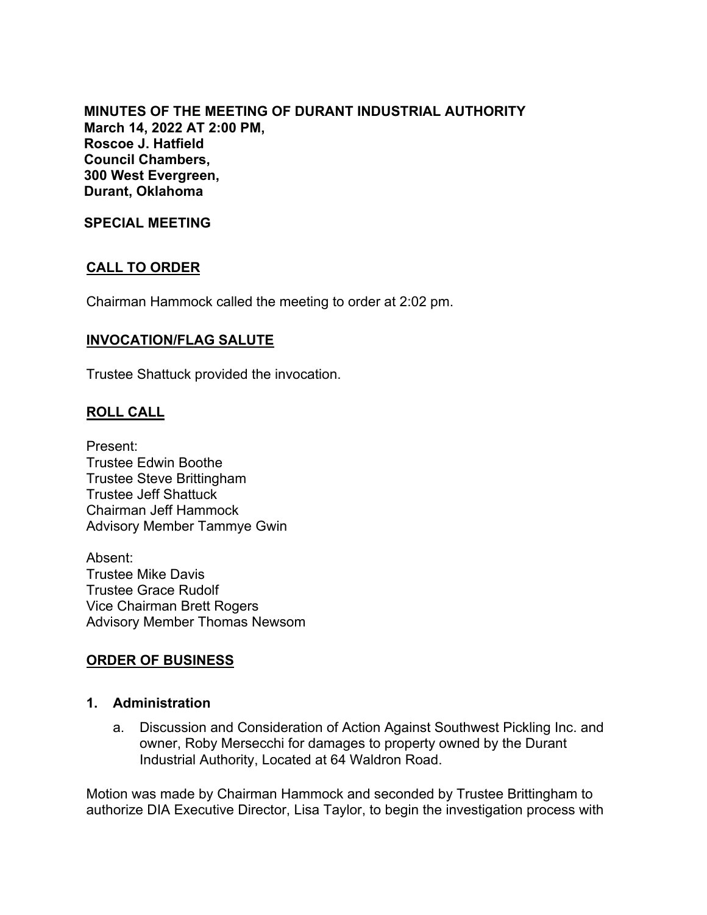**MINUTES OF THE MEETING OF DURANT INDUSTRIAL AUTHORITY**
**March 14, 2022 AT 2:00 PM,**
**Roscoe J. Hatfield**
**Council Chambers,**
**300 West Evergreen,**
**Durant, Oklahoma**

**SPECIAL MEETING**

## CALL TO ORDER

Chairman Hammock called the meeting to order at 2:02 pm.

## INVOCATION/FLAG SALUTE

Trustee Shattuck provided the invocation.

## ROLL CALL

Present:
Trustee Edwin Boothe
Trustee Steve Brittingham
Trustee Jeff Shattuck
Chairman Jeff Hammock
Advisory Member Tammye Gwin

Absent:
Trustee Mike Davis
Trustee Grace Rudolf
Vice Chairman Brett Rogers
Advisory Member Thomas Newsom

## ORDER OF BUSINESS

### 1. Administration

a. Discussion and Consideration of Action Against Southwest Pickling Inc. and owner, Roby Mersecchi for damages to property owned by the Durant Industrial Authority, Located at 64 Waldron Road.

Motion was made by Chairman Hammock and seconded by Trustee Brittingham to authorize DIA Executive Director, Lisa Taylor, to begin the investigation process with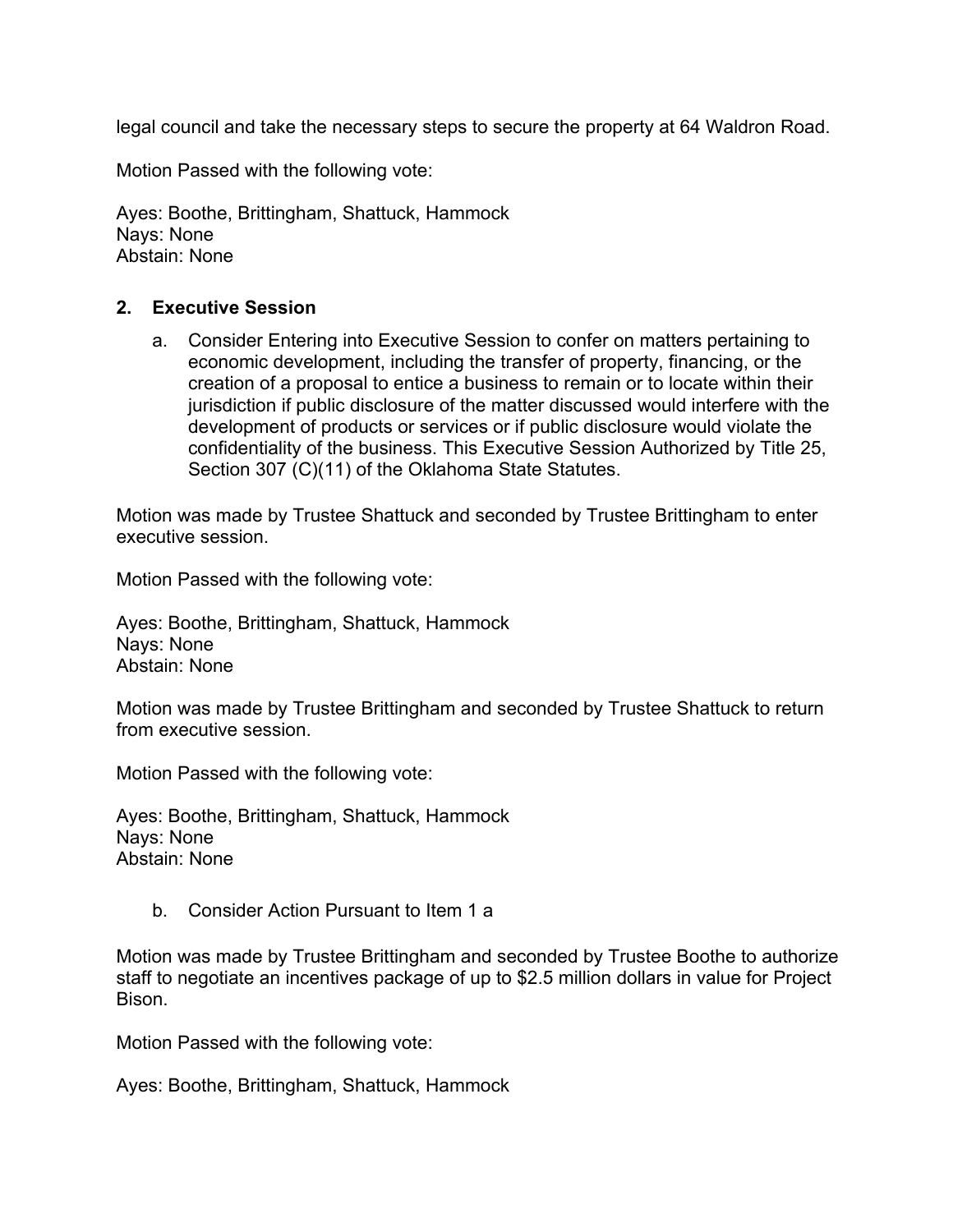legal council and take the necessary steps to secure the property at 64 Waldron Road.

Motion Passed with the following vote:

Ayes: Boothe, Brittingham, Shattuck, Hammock
Nays: None
Abstain: None

## 2. Executive Session

a. Consider Entering into Executive Session to confer on matters pertaining to economic development, including the transfer of property, financing, or the creation of a proposal to entice a business to remain or to locate within their jurisdiction if public disclosure of the matter discussed would interfere with the development of products or services or if public disclosure would violate the confidentiality of the business. This Executive Session Authorized by Title 25, Section 307 (C)(11) of the Oklahoma State Statutes.

Motion was made by Trustee Shattuck and seconded by Trustee Brittingham to enter executive session.

Motion Passed with the following vote:

Ayes: Boothe, Brittingham, Shattuck, Hammock
Nays: None
Abstain: None

Motion was made by Trustee Brittingham and seconded by Trustee Shattuck to return from executive session.

Motion Passed with the following vote:

Ayes: Boothe, Brittingham, Shattuck, Hammock
Nays: None
Abstain: None

b. Consider Action Pursuant to Item 1 a

Motion was made by Trustee Brittingham and seconded by Trustee Boothe to authorize staff to negotiate an incentives package of up to $2.5 million dollars in value for Project Bison.

Motion Passed with the following vote:

Ayes: Boothe, Brittingham, Shattuck, Hammock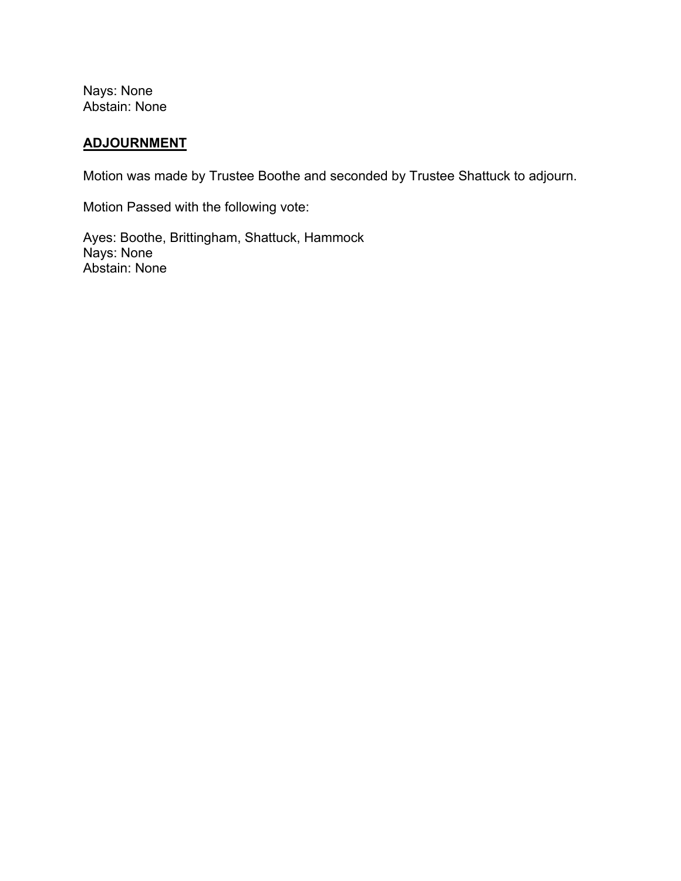Nays: None
Abstain: None

## **ADJOURNMENT**

Motion was made by Trustee Boothe and seconded by Trustee Shattuck to adjourn.

Motion Passed with the following vote:

Ayes: Boothe, Brittingham, Shattuck, Hammock
Nays: None
Abstain: None